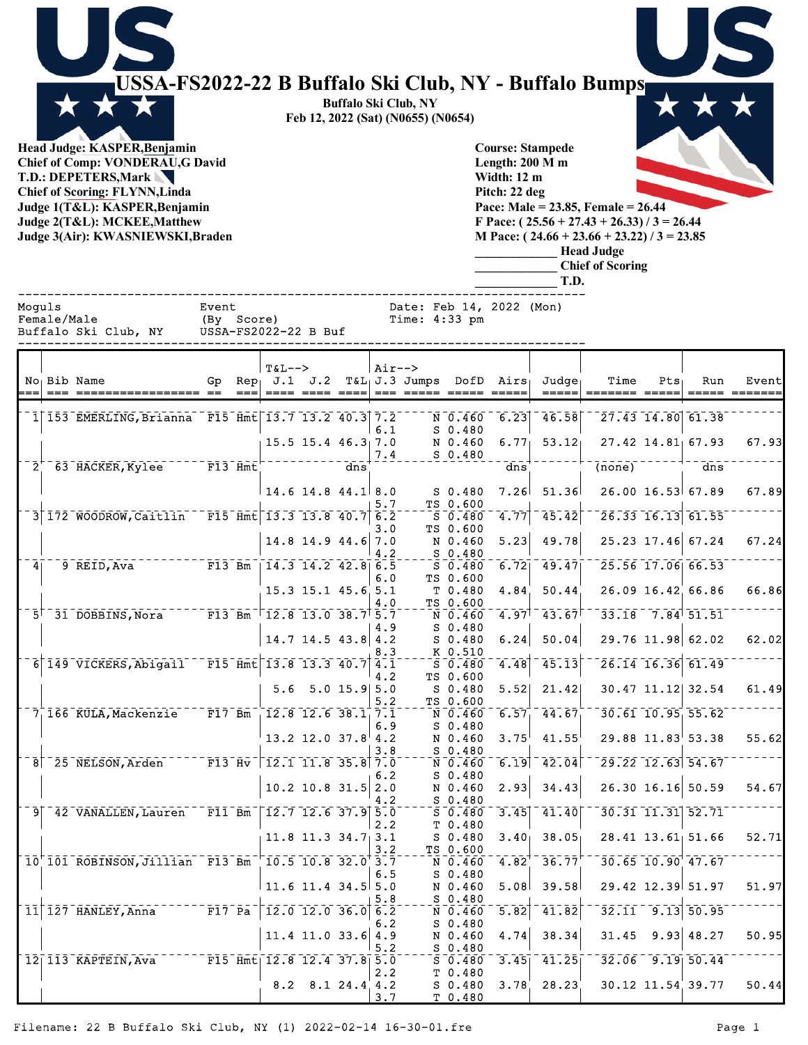# USSA-FS2022-22 B Buffalo Ski Club, NY - Buffalo Bumps

**Buffalo Ski Club, NY**
**Feb 12, 2022 (Sat) (N0655) (N0654)**

**Head Judge: KASPER,Benjamin**
**Chief of Comp: VONDERAU,G David**
**T.D.: DEPETERS,Mark**
**Chief of Scoring: FLYNN,Linda**
**Judge 1(T&L): KASPER,Benjamin**
**Judge 2(T&L): MCKEE,Matthew**
**Judge 3(Air): KWASNIEWSKI,Braden**

**Course: Stampede**
**Length: 200 M m**
**Width: 12 m**
**Pitch: 22 deg**
**Pace: Male = 23.85, Female = 26.44**
**F Pace: ( 25.56 + 27.43 + 26.33) / 3 = 26.44**
**M Pace: ( 24.66 + 23.66 + 23.22) / 3 = 23.85**
_____________ **Head Judge**
_____________ **Chief of Scoring**
_____________ **T.D.**

Moguls — Event — Date: Feb 14, 2022 (Mon)
Female/Male — (By Score) — Time: 4:33 pm
Buffalo Ski Club, NY — USSA-FS2022-22 B Buf

| No | Bib | Name | Gp | Rep | J.1 | J.2 | T&L | J.3 | Jumps | DofD | Airs | Judge | Time | Pts | Run | Event |
|---|---|---|---|---|---|---|---|---|---|---|---|---|---|---|---|---|
| 1 | 153 | EMERLING,Brianna | F15 | Hmt | 13.7 | 13.2 | 40.3 | 7.2 | N | 0.460 | 6.23 | 46.58 | 27.43 | 14.80 | 61.38 | |
| | | | | | | | | 6.1 | S | 0.480 | | | | | | |
| | | | | | 15.5 | 15.4 | 46.3 | 7.0 | N | 0.460 | 6.77 | 53.12 | 27.42 | 14.81 | 67.93 | 67.93 |
| | | | | | | | | 7.4 | S | 0.480 | | | | | | |
| 2 | 63 | HACKER,Kylee | F13 | Hmt | | | dns | | | | dns | | (none) | | dns | |
| | | | | | 14.6 | 14.8 | 44.1 | 8.0 | S | 0.480 | 7.26 | 51.36 | 26.00 | 16.53 | 67.89 | 67.89 |
| | | | | | | | | 5.7 | TS | 0.600 | | | | | | |
| 3 | 172 | WOODROW,Caitlin | F15 | Hmt | 13.3 | 13.8 | 40.7 | 6.2 | S | 0.480 | 4.77 | 45.42 | 26.33 | 16.13 | 61.55 | |
| | | | | | | | | 3.0 | TS | 0.600 | | | | | | |
| | | | | | 14.8 | 14.9 | 44.6 | 7.0 | N | 0.460 | 5.23 | 49.78 | 25.23 | 17.46 | 67.24 | 67.24 |
| | | | | | | | | 4.2 | S | 0.480 | | | | | | |
| 4 | 9 | REID,Ava | F13 | Bm | 14.3 | 14.2 | 42.8 | 6.5 | S | 0.480 | 6.72 | 49.47 | 25.56 | 17.06 | 66.53 | |
| | | | | | | | | 6.0 | TS | 0.600 | | | | | | |
| | | | | | 15.3 | 15.1 | 45.6 | 5.1 | T | 0.480 | 4.84 | 50.44 | 26.09 | 16.42 | 66.86 | 66.86 |
| | | | | | | | | 4.0 | TS | 0.600 | | | | | | |
| 5 | 31 | DOBBINS,Nora | F13 | Bm | 12.8 | 13.0 | 38.7 | 5.7 | N | 0.460 | 4.97 | 43.67 | 33.18 | 7.84 | 51.51 | |
| | | | | | | | | 4.9 | S | 0.480 | | | | | | |
| | | | | | 14.7 | 14.5 | 43.8 | 4.2 | S | 0.480 | 6.24 | 50.04 | 29.76 | 11.98 | 62.02 | 62.02 |
| | | | | | | | | 8.3 | K | 0.510 | | | | | | |
| 6 | 149 | VICKERS,Abigail | F15 | Hmt | 13.8 | 13.3 | 40.7 | 4.1 | S | 0.480 | 4.48 | 45.13 | 26.14 | 16.36 | 61.49 | |
| | | | | | | | | 4.2 | TS | 0.600 | | | | | | |
| | | | | | 5.6 | 5.0 | 15.9 | 5.0 | S | 0.480 | 5.52 | 21.42 | 30.47 | 11.12 | 32.54 | 61.49 |
| | | | | | | | | 5.2 | TS | 0.600 | | | | | | |
| 7 | 166 | KULA,Mackenzie | F17 | Bm | 12.8 | 12.6 | 38.1 | 7.1 | N | 0.460 | 6.57 | 44.67 | 30.61 | 10.95 | 55.62 | |
| | | | | | | | | 6.9 | S | 0.480 | | | | | | |
| | | | | | 13.2 | 12.0 | 37.8 | 4.2 | N | 0.460 | 3.75 | 41.55 | 29.88 | 11.83 | 53.38 | 55.62 |
| | | | | | | | | 3.8 | S | 0.480 | | | | | | |
| 8 | 25 | NELSON,Arden | F13 | Hv | 12.1 | 11.8 | 35.8 | 7.0 | N | 0.460 | 6.19 | 42.04 | 29.22 | 12.63 | 54.67 | |
| | | | | | | | | 6.2 | S | 0.480 | | | | | | |
| | | | | | 10.2 | 10.8 | 31.5 | 2.0 | N | 0.460 | 2.93 | 34.43 | 26.30 | 16.16 | 50.59 | 54.67 |
| | | | | | | | | 4.2 | S | 0.480 | | | | | | |
| 9 | 42 | VANALLEN,Lauren | F11 | Bm | 12.7 | 12.6 | 37.9 | 5.0 | S | 0.480 | 3.45 | 41.40 | 30.31 | 11.31 | 52.71 | |
| | | | | | | | | 2.2 | T | 0.480 | | | | | | |
| | | | | | 11.8 | 11.3 | 34.7 | 3.1 | S | 0.480 | 3.40 | 38.05 | 28.41 | 13.61 | 51.66 | 52.71 |
| | | | | | | | | 3.2 | TS | 0.600 | | | | | | |
| 10 | 101 | ROBINSON,Jillian | F13 | Bm | 10.5 | 10.8 | 32.0 | 3.7 | N | 0.460 | 4.82 | 36.77 | 30.65 | 10.90 | 47.67 | |
| | | | | | | | | 6.5 | S | 0.480 | | | | | | |
| | | | | | 11.6 | 11.4 | 34.5 | 5.0 | N | 0.460 | 5.08 | 39.58 | 29.42 | 12.39 | 51.97 | 51.97 |
| | | | | | | | | 5.8 | S | 0.480 | | | | | | |
| 11 | 127 | HANLEY,Anna | F17 | Pa | 12.0 | 12.0 | 36.0 | 6.2 | N | 0.460 | 5.82 | 41.82 | 32.11 | 9.13 | 50.95 | |
| | | | | | | | | 6.2 | S | 0.480 | | | | | | |
| | | | | | 11.4 | 11.0 | 33.6 | 4.9 | N | 0.460 | 4.74 | 38.34 | 31.45 | 9.93 | 48.27 | 50.95 |
| | | | | | | | | 5.2 | S | 0.480 | | | | | | |
| 12 | 113 | KAPTEIN,Ava | F15 | Hmt | 12.8 | 12.4 | 37.8 | 5.0 | S | 0.480 | 3.45 | 41.25 | 32.06 | 9.19 | 50.44 | |
| | | | | | | | | 2.2 | T | 0.480 | | | | | | |
| | | | | | 8.2 | 8.1 | 24.4 | 4.2 | S | 0.480 | 3.78 | 28.23 | 30.12 | 11.54 | 39.77 | 50.44 |
| | | | | | | | | 3.7 | T | 0.480 | | | | | | |

Filename: 22 B Buffalo Ski Club, NY (1) 2022-02-14 16-30-01.fre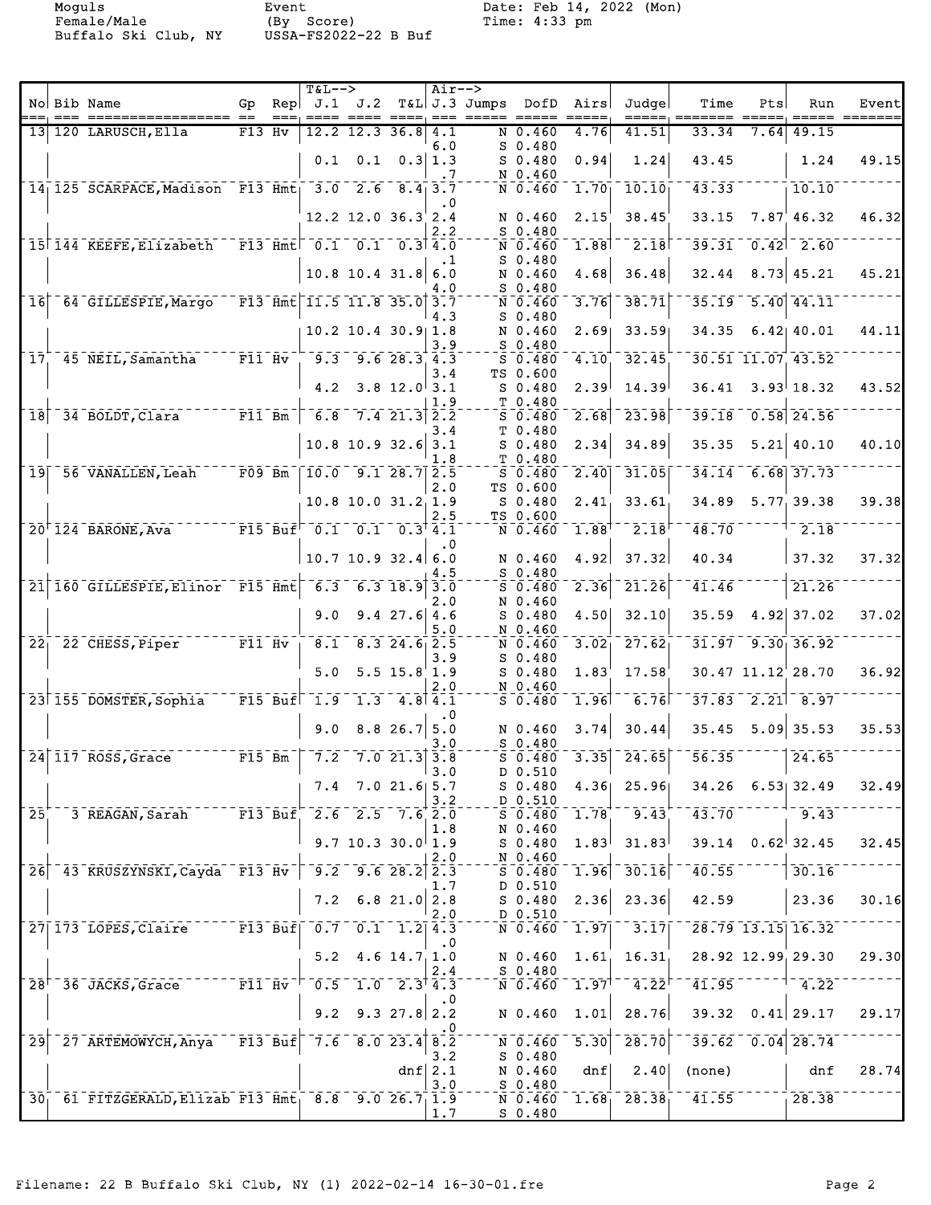Moguls
Female/Male
Buffalo Ski Club, NY

Event
(By Score)
USSA-FS2022-22 B Buf

Date: Feb 14, 2022 (Mon)
Time: 4:33 pm

| No | Bib | Name | Gp | Rep | T&L--> J.1 | J.2 | T&L | Air--> J.3 | Jumps | DofD | Airs | Judge | Time | Pts | Run | Event |
|---|---|---|---|---|---|---|---|---|---|---|---|---|---|---|---|---|
| 13 | 120 | LARUSCH,Ella | F13 | Hv | 12.2 | 12.3 | 36.8 | 4.1 | N | 0.460 | 4.76 | 41.51 | 33.34 | 7.64 | 49.15 | |
| | | | | | | | | 6.0 | S | 0.480 | | | | | | |
| | | | | | 0.1 | 0.1 | 0.3 | 1.3 | S | 0.480 | 0.94 | 1.24 | 43.45 | | 1.24 | 49.15 |
| | | | | | | | | .7 | N | 0.460 | | | | | | |
| 14 | 125 | SCARPACE,Madison | F13 | Hmt | 3.0 | 2.6 | 8.4 | 3.7 | N | 0.460 | 1.70 | 10.10 | 43.33 | | 10.10 | |
| | | | | | | | | .0 | | | | | | | | |
| | | | | | 12.2 | 12.0 | 36.3 | 2.4 | N | 0.460 | 2.15 | 38.45 | 33.15 | 7.87 | 46.32 | 46.32 |
| | | | | | | | | 2.2 | S | 0.480 | | | | | | |
| 15 | 144 | KEEFE,Elizabeth | F13 | Hmt | 0.1 | 0.1 | 0.3 | 4.0 | N | 0.460 | 1.88 | 2.18 | 39.31 | 0.42 | 2.60 | |
| | | | | | | | | .1 | S | 0.480 | | | | | | |
| | | | | | 10.8 | 10.4 | 31.8 | 6.0 | N | 0.460 | 4.68 | 36.48 | 32.44 | 8.73 | 45.21 | 45.21 |
| | | | | | | | | 4.0 | S | 0.480 | | | | | | |
| 16 | 64 | GILLESPIE,Margo | F13 | Hmt | 11.5 | 11.8 | 35.0 | 3.7 | N | 0.460 | 3.76 | 38.71 | 35.19 | 5.40 | 44.11 | |
| | | | | | | | | 4.3 | S | 0.480 | | | | | | |
| | | | | | 10.2 | 10.4 | 30.9 | 1.8 | N | 0.460 | 2.69 | 33.59 | 34.35 | 6.42 | 40.01 | 44.11 |
| | | | | | | | | 3.9 | S | 0.480 | | | | | | |
| 17 | 45 | NEIL,Samantha | F11 | Hv | 9.3 | 9.6 | 28.3 | 4.3 | S | 0.480 | 4.10 | 32.45 | 30.51 | 11.07 | 43.52 | |
| | | | | | | | | 3.4 | TS | 0.600 | | | | | | |
| | | | | | 4.2 | 3.8 | 12.0 | 3.1 | S | 0.480 | 2.39 | 14.39 | 36.41 | 3.93 | 18.32 | 43.52 |
| | | | | | | | | 1.9 | T | 0.480 | | | | | | |
| 18 | 34 | BOLDT,Clara | F11 | Bm | 6.8 | 7.4 | 21.3 | 2.2 | S | 0.480 | 2.68 | 23.98 | 39.18 | 0.58 | 24.56 | |
| | | | | | | | | 3.4 | T | 0.480 | | | | | | |
| | | | | | 10.8 | 10.9 | 32.6 | 3.1 | S | 0.480 | 2.34 | 34.89 | 35.35 | 5.21 | 40.10 | 40.10 |
| | | | | | | | | 1.8 | T | 0.480 | | | | | | |
| 19 | 56 | VANALLEN,Leah | F09 | Bm | 10.0 | 9.1 | 28.7 | 2.5 | S | 0.480 | 2.40 | 31.05 | 34.14 | 6.68 | 37.73 | |
| | | | | | | | | 2.0 | TS | 0.600 | | | | | | |
| | | | | | 10.8 | 10.0 | 31.2 | 1.9 | S | 0.480 | 2.41 | 33.61 | 34.89 | 5.77 | 39.38 | 39.38 |
| | | | | | | | | 2.5 | TS | 0.600 | | | | | | |
| 20 | 124 | BARONE,Ava | F15 | Buf | 0.1 | 0.1 | 0.3 | 4.1 | N | 0.460 | 1.88 | 2.18 | 48.70 | | 2.18 | |
| | | | | | | | | .0 | | | | | | | | |
| | | | | | 10.7 | 10.9 | 32.4 | 6.0 | N | 0.460 | 4.92 | 37.32 | 40.34 | | 37.32 | 37.32 |
| | | | | | | | | 4.5 | S | 0.480 | | | | | | |
| 21 | 160 | GILLESPIE,Elinor | F15 | Hmt | 6.3 | 6.3 | 18.9 | 3.0 | S | 0.480 | 2.36 | 21.26 | 41.46 | | 21.26 | |
| | | | | | | | | 2.0 | N | 0.460 | | | | | | |
| | | | | | 9.0 | 9.4 | 27.6 | 4.6 | S | 0.480 | 4.50 | 32.10 | 35.59 | 4.92 | 37.02 | 37.02 |
| | | | | | | | | 5.0 | N | 0.460 | | | | | | |
| 22 | 22 | CHESS,Piper | F11 | Hv | 8.1 | 8.3 | 24.6 | 2.5 | N | 0.460 | 3.02 | 27.62 | 31.97 | 9.30 | 36.92 | |
| | | | | | | | | 3.9 | S | 0.480 | | | | | | |
| | | | | | 5.0 | 5.5 | 15.8 | 1.9 | S | 0.480 | 1.83 | 17.58 | 30.47 | 11.12 | 28.70 | 36.92 |
| | | | | | | | | 2.0 | N | 0.460 | | | | | | |
| 23 | 155 | DOMSTER,Sophia | F15 | Buf | 1.9 | 1.3 | 4.8 | 4.1 | S | 0.480 | 1.96 | 6.76 | 37.83 | 2.21 | 8.97 | |
| | | | | | | | | .0 | | | | | | | | |
| | | | | | 9.0 | 8.8 | 26.7 | 5.0 | N | 0.460 | 3.74 | 30.44 | 35.45 | 5.09 | 35.53 | 35.53 |
| | | | | | | | | 3.0 | S | 0.480 | | | | | | |
| 24 | 117 | ROSS,Grace | F15 | Bm | 7.2 | 7.0 | 21.3 | 3.8 | S | 0.480 | 3.35 | 24.65 | 56.35 | | 24.65 | |
| | | | | | | | | 3.0 | D | 0.510 | | | | | | |
| | | | | | 7.4 | 7.0 | 21.6 | 5.7 | S | 0.480 | 4.36 | 25.96 | 34.26 | 6.53 | 32.49 | 32.49 |
| | | | | | | | | 3.2 | D | 0.510 | | | | | | |
| 25 | 3 | REAGAN,Sarah | F13 | Buf | 2.6 | 2.5 | 7.6 | 2.0 | S | 0.480 | 1.78 | 9.43 | 43.70 | | 9.43 | |
| | | | | | | | | 1.8 | N | 0.460 | | | | | | |
| | | | | | 9.7 | 10.3 | 30.0 | 1.9 | S | 0.480 | 1.83 | 31.83 | 39.14 | 0.62 | 32.45 | 32.45 |
| | | | | | | | | 2.0 | N | 0.460 | | | | | | |
| 26 | 43 | KRUSZYNSKI,Cayda | F13 | Hv | 9.2 | 9.6 | 28.2 | 2.3 | S | 0.480 | 1.96 | 30.16 | 40.55 | | 30.16 | |
| | | | | | | | | 1.7 | D | 0.510 | | | | | | |
| | | | | | 7.2 | 6.8 | 21.0 | 2.8 | S | 0.480 | 2.36 | 23.36 | 42.59 | | 23.36 | 30.16 |
| | | | | | | | | 2.0 | D | 0.510 | | | | | | |
| 27 | 173 | LOPES,Claire | F13 | Buf | 0.7 | 0.1 | 1.2 | 4.3 | N | 0.460 | 1.97 | 3.17 | 28.79 | 13.15 | 16.32 | |
| | | | | | | | | .0 | | | | | | | | |
| | | | | | 5.2 | 4.6 | 14.7 | 1.0 | N | 0.460 | 1.61 | 16.31 | 28.92 | 12.99 | 29.30 | 29.30 |
| | | | | | | | | 2.4 | S | 0.480 | | | | | | |
| 28 | 36 | JACKS,Grace | F11 | Hv | 0.5 | 1.0 | 2.3 | 4.3 | N | 0.460 | 1.97 | 4.22 | 41.95 | | 4.22 | |
| | | | | | | | | .0 | | | | | | | | |
| | | | | | 9.2 | 9.3 | 27.8 | 2.2 | N | 0.460 | 1.01 | 28.76 | 39.32 | 0.41 | 29.17 | 29.17 |
| | | | | | | | | .0 | | | | | | | | |
| 29 | 27 | ARTEMOWYCH,Anya | F13 | Buf | 7.6 | 8.0 | 23.4 | 8.2 | N | 0.460 | 5.30 | 28.70 | 39.62 | 0.04 | 28.74 | |
| | | | | | | | | 3.2 | S | 0.480 | | | | | | |
| | | | | | | | dnf | 2.1 | N | 0.460 | dnf | 2.40 | (none) | | dnf | 28.74 |
| | | | | | | | | 3.0 | S | 0.480 | | | | | | |
| 30 | 61 | FITZGERALD,Elizab | F13 | Hmt | 8.8 | 9.0 | 26.7 | 1.9 | N | 0.460 | 1.68 | 28.38 | 41.55 | | 28.38 | |
| | | | | | | | | 1.7 | S | 0.480 | | | | | | |

Filename: 22 B Buffalo Ski Club, NY (1) 2022-02-14 16-30-01.fre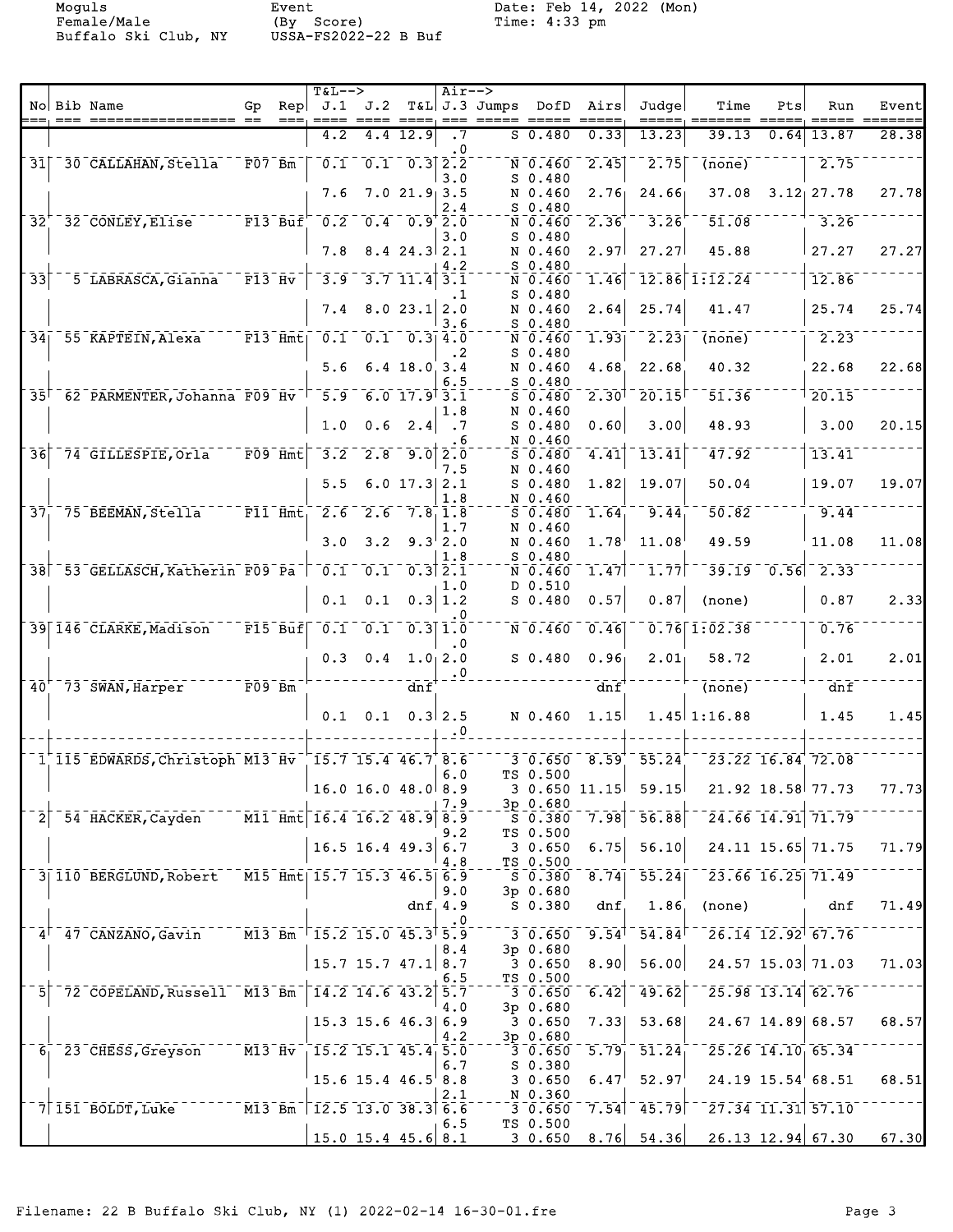Moguls
Female/Male
Buffalo Ski Club, NY

Event
(By Score)
USSA-FS2022-22 B Buf

Date: Feb 14, 2022 (Mon)
Time: 4:33 pm

| No | Bib | Name | Gp | Rep | T&L--> J.1 | J.2 | T&L | Air--> J.3 | Jumps | DofD | Airs | Judge | Time | Pts | Run | Event |
|---|---|---|---|---|---|---|---|---|---|---|---|---|---|---|---|---|
| | | | | | 4.2 | 4.4 | 12.9 | .7 | S | 0.480 | 0.33 | 13.23 | 39.13 | 0.64 | 13.87 | 28.38 |
| | | | | | | | | .0 | | | | | | | | |
| 31 | 30 | CALLAHAN, Stella | F07 | Bm | 0.1 | 0.1 | 0.3 | 2.2 | N | 0.460 | 2.45 | 2.75 | (none) | | 2.75 | |
| | | | | | | | | 3.0 | S | 0.480 | | | | | | |
| | | | | | 7.6 | 7.0 | 21.9 | 3.5 | N | 0.460 | 2.76 | 24.66 | 37.08 | 3.12 | 27.78 | 27.78 |
| | | | | | | | | 2.4 | S | 0.480 | | | | | | |
| 32 | 32 | CONLEY, Elise | F13 | Buf | 0.2 | 0.4 | 0.9 | 2.0 | N | 0.460 | 2.36 | 3.26 | 51.08 | | 3.26 | |
| | | | | | | | | 3.0 | S | 0.480 | | | | | | |
| | | | | | 7.8 | 8.4 | 24.3 | 2.1 | N | 0.460 | 2.97 | 27.27 | 45.88 | | 27.27 | 27.27 |
| | | | | | | | | 4.2 | S | 0.480 | | | | | | |
| 33 | 5 | LABRASCA, Gianna | F13 | Hv | 3.9 | 3.7 | 11.4 | 3.1 | N | 0.460 | 1.46 | 12.86 | 1:12.24 | | 12.86 | |
| | | | | | | | | .1 | S | 0.480 | | | | | | |
| | | | | | 7.4 | 8.0 | 23.1 | 2.0 | N | 0.460 | 2.64 | 25.74 | 41.47 | | 25.74 | 25.74 |
| | | | | | | | | 3.6 | S | 0.480 | | | | | | |
| 34 | 55 | KAPTEIN, Alexa | F13 | Hmt | 0.1 | 0.1 | 0.3 | 4.0 | N | 0.460 | 1.93 | 2.23 | (none) | | 2.23 | |
| | | | | | | | | .2 | S | 0.480 | | | | | | |
| | | | | | 5.6 | 6.4 | 18.0 | 3.4 | N | 0.460 | 4.68 | 22.68 | 40.32 | | 22.68 | 22.68 |
| | | | | | | | | 6.5 | S | 0.480 | | | | | | |
| 35 | 62 | PARMENTER, Johanna | F09 | Hv | 5.9 | 6.0 | 17.9 | 3.1 | S | 0.480 | 2.30 | 20.15 | 51.36 | | 20.15 | |
| | | | | | | | | 1.8 | N | 0.460 | | | | | | |
| | | | | | 1.0 | 0.6 | 2.4 | .7 | S | 0.480 | 0.60 | 3.00 | 48.93 | | 3.00 | 20.15 |
| | | | | | | | | .6 | N | 0.460 | | | | | | |
| 36 | 74 | GILLESPIE, Orla | F09 | Hmt | 3.2 | 2.8 | 9.0 | 2.0 | S | 0.480 | 4.41 | 13.41 | 47.92 | | 13.41 | |
| | | | | | | | | 7.5 | N | 0.460 | | | | | | |
| | | | | | 5.5 | 6.0 | 17.3 | 2.1 | S | 0.480 | 1.82 | 19.07 | 50.04 | | 19.07 | 19.07 |
| | | | | | | | | 1.8 | N | 0.460 | | | | | | |
| 37 | 75 | BEEMAN, Stella | F11 | Hmt | 2.6 | 2.6 | 7.8 | 1.8 | S | 0.480 | 1.64 | 9.44 | 50.82 | | 9.44 | |
| | | | | | | | | 1.7 | N | 0.460 | | | | | | |
| | | | | | 3.0 | 3.2 | 9.3 | 2.0 | N | 0.460 | 1.78 | 11.08 | 49.59 | | 11.08 | 11.08 |
| | | | | | | | | 1.8 | S | 0.480 | | | | | | |
| 38 | 53 | GELLASCH, Katherin | F09 | Pa | 0.1 | 0.1 | 0.3 | 2.1 | N | 0.460 | 1.47 | 1.77 | 39.19 | 0.56 | 2.33 | |
| | | | | | | | | 1.0 | D | 0.510 | | | | | | |
| | | | | | 0.1 | 0.1 | 0.3 | 1.2 | S | 0.480 | 0.57 | 0.87 | (none) | | 0.87 | 2.33 |
| | | | | | | | | .0 | | | | | | | | |
| 39 | 146 | CLARKE, Madison | F15 | Buf | 0.1 | 0.1 | 0.3 | 1.0 | N | 0.460 | 0.46 | 0.76 | 1:02.38 | | 0.76 | |
| | | | | | | | | .0 | | | | | | | | |
| | | | | | 0.3 | 0.4 | 1.0 | 2.0 | S | 0.480 | 0.96 | 2.01 | 58.72 | | 2.01 | 2.01 |
| | | | | | | | | .0 | | | | | | | | |
| 40 | 73 | SWAN, Harper | F09 | Bm | | | dnf | | | | dnf | | (none) | | dnf | |
| | | | | | 0.1 | 0.1 | 0.3 | 2.5 | N | 0.460 | 1.15 | 1.45 | 1:16.88 | | 1.45 | 1.45 |
| | | | | | | | | .0 | | | | | | | | |
| 1 | 115 | EDWARDS, Christoph | M13 | Hv | 15.7 | 15.4 | 46.7 | 8.6 | 3 | 0.650 | 8.59 | 55.24 | 23.22 | 16.84 | 72.08 | |
| | | | | | | | | 6.0 | TS | 0.500 | | | | | | |
| | | | | | 16.0 | 16.0 | 48.0 | 8.9 | 3 | 0.650 | 11.15 | 59.15 | 21.92 | 18.58 | 77.73 | 77.73 |
| | | | | | | | | 7.9 | 3p | 0.680 | | | | | | |
| 2 | 54 | HACKER, Cayden | M11 | Hmt | 16.4 | 16.2 | 48.9 | 8.9 | S | 0.380 | 7.98 | 56.88 | 24.66 | 14.91 | 71.79 | |
| | | | | | | | | 9.2 | TS | 0.500 | | | | | | |
| | | | | | 16.5 | 16.4 | 49.3 | 6.7 | 3 | 0.650 | 6.75 | 56.10 | 24.11 | 15.65 | 71.75 | 71.79 |
| | | | | | | | | 4.8 | TS | 0.500 | | | | | | |
| 3 | 110 | BERGLUND, Robert | M15 | Hmt | 15.7 | 15.3 | 46.5 | 6.9 | S | 0.380 | 8.74 | 55.24 | 23.66 | 16.25 | 71.49 | |
| | | | | | | | | 9.0 | 3p | 0.680 | | | | | | |
| | | | | | | | dnf | 4.9 | S | 0.380 | dnf | 1.86 | (none) | | dnf | 71.49 |
| | | | | | | | | .0 | | | | | | | | |
| 4 | 47 | CANZANO, Gavin | M13 | Bm | 15.2 | 15.0 | 45.3 | 5.9 | 3 | 0.650 | 9.54 | 54.84 | 26.14 | 12.92 | 67.76 | |
| | | | | | | | | 8.4 | 3p | 0.680 | | | | | | |
| | | | | | 15.7 | 15.7 | 47.1 | 8.7 | 3 | 0.650 | 8.90 | 56.00 | 24.57 | 15.03 | 71.03 | 71.03 |
| | | | | | | | | 6.5 | TS | 0.500 | | | | | | |
| 5 | 72 | COPELAND, Russell | M13 | Bm | 14.2 | 14.6 | 43.2 | 5.7 | 3 | 0.650 | 6.42 | 49.62 | 25.98 | 13.14 | 62.76 | |
| | | | | | | | | 4.0 | 3p | 0.680 | | | | | | |
| | | | | | 15.3 | 15.6 | 46.3 | 6.9 | 3 | 0.650 | 7.33 | 53.68 | 24.67 | 14.89 | 68.57 | 68.57 |
| | | | | | | | | 4.2 | 3p | 0.680 | | | | | | |
| 6 | 23 | CHESS, Greyson | M13 | Hv | 15.2 | 15.1 | 45.4 | 5.0 | 3 | 0.650 | 5.79 | 51.24 | 25.26 | 14.10 | 65.34 | |
| | | | | | | | | 6.7 | S | 0.380 | | | | | | |
| | | | | | 15.6 | 15.4 | 46.5 | 8.8 | 3 | 0.650 | 6.47 | 52.97 | 24.19 | 15.54 | 68.51 | 68.51 |
| | | | | | | | | 2.1 | N | 0.360 | | | | | | |
| 7 | 151 | BOLDT, Luke | M13 | Bm | 12.5 | 13.0 | 38.3 | 6.6 | 3 | 0.650 | 7.54 | 45.79 | 27.34 | 11.31 | 57.10 | |
| | | | | | | | | 6.5 | TS | 0.500 | | | | | | |
| | | | | | 15.0 | 15.4 | 45.6 | 8.1 | 3 | 0.650 | 8.76 | 54.36 | 26.13 | 12.94 | 67.30 | 67.30 |

Filename: 22 B Buffalo Ski Club, NY (1) 2022-02-14 16-30-01.fre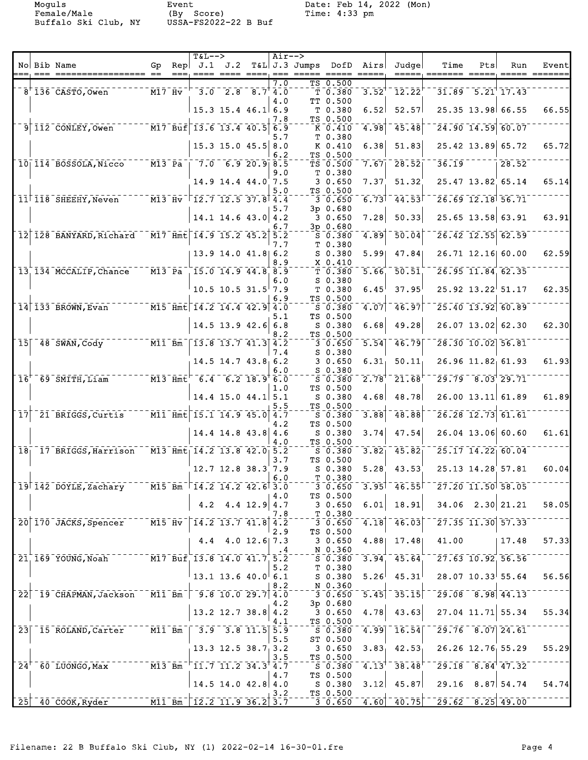Moguls Female/Male Buffalo Ski Club, NY

Event (By Score) USSA-FS2022-22 B Buf

Date: Feb 14, 2022 (Mon) Time: 4:33 pm

| No | Bib | Name | Gp | Rep | J.1 | J.2 | T&L | J.3 | Jumps | DofD | Airs | Judge | Time | Pts | Run | Event |
|---|---|---|---|---|---|---|---|---|---|---|---|---|---|---|---|---|
| | | | | | | | | 7.0 | TS | 0.500 | | | | | | |
| 8 | 136 | CASTO, Owen | M17 | Hv | 3.0 | 2.8 | 8.7 | 4.0 | T | 0.380 | 3.52 | 12.22 | 31.89 | 5.21 | 17.43 | |
| | | | | | | | | 4.0 | TT | 0.500 | | | | | | |
| | | | | | 15.3 | 15.4 | 46.1 | 6.9 | T | 0.380 | 6.52 | 52.57 | 25.35 | 13.98 | 66.55 | 66.55 |
| | | | | | | | | 7.8 | TS | 0.500 | | | | | | |
| 9 | 112 | CONLEY, Owen | M17 | Buf | 13.6 | 13.4 | 40.5 | 6.9 | K | 0.410 | 4.98 | 45.48 | 24.90 | 14.59 | 60.07 | |
| | | | | | | | | 5.7 | T | 0.380 | | | | | | |
| | | | | | 15.3 | 15.0 | 45.5 | 8.0 | K | 0.410 | 6.38 | 51.83 | 25.42 | 13.89 | 65.72 | 65.72 |
| | | | | | | | | 6.2 | TS | 0.500 | | | | | | |
| 10 | 114 | BOSSOLA, Nicco | M13 | Pa | 7.0 | 6.9 | 20.9 | 8.5 | TS | 0.500 | 7.67 | 28.52 | 36.19 | | 28.52 | |
| | | | | | | | | 9.0 | T | 0.380 | | | | | | |
| | | | | | 14.9 | 14.4 | 44.0 | 7.5 | 3 | 0.650 | 7.37 | 51.32 | 25.47 | 13.82 | 65.14 | 65.14 |
| | | | | | | | | 5.0 | TS | 0.500 | | | | | | |
| 11 | 118 | SHEEHY, Neven | M13 | Hv | 12.7 | 12.5 | 37.8 | 4.4 | 3 | 0.650 | 6.73 | 44.53 | 26.69 | 12.18 | 56.71 | |
| | | | | | | | | 5.7 | 3p | 0.680 | | | | | | |
| | | | | | 14.1 | 14.6 | 43.0 | 4.2 | 3 | 0.650 | 7.28 | 50.33 | 25.65 | 13.58 | 63.91 | 63.91 |
| | | | | | | | | 6.7 | 3p | 0.680 | | | | | | |
| 12 | 128 | BANYARD, Richard | M17 | Hmt | 14.9 | 15.2 | 45.2 | 5.2 | S | 0.380 | 4.89 | 50.04 | 26.42 | 12.55 | 62.59 | |
| | | | | | | | | 7.7 | T | 0.380 | | | | | | |
| | | | | | 13.9 | 14.0 | 41.8 | 6.2 | S | 0.380 | 5.99 | 47.84 | 26.71 | 12.16 | 60.00 | 62.59 |
| | | | | | | | | 8.9 | X | 0.410 | | | | | | |
| 13 | 134 | MCCALIP, Chance | M13 | Pa | 15.0 | 14.9 | 44.8 | 8.9 | T | 0.380 | 5.66 | 50.51 | 26.95 | 11.84 | 62.35 | |
| | | | | | | | | 6.0 | S | 0.380 | | | | | | |
| | | | | | 10.5 | 10.5 | 31.5 | 7.9 | T | 0.380 | 6.45 | 37.95 | 25.92 | 13.22 | 51.17 | 62.35 |
| | | | | | | | | 6.9 | TS | 0.500 | | | | | | |
| 14 | 133 | BROWN, Evan | M15 | Hmt | 14.2 | 14.4 | 42.9 | 4.0 | S | 0.380 | 4.07 | 46.97 | 25.40 | 13.92 | 60.89 | |
| | | | | | | | | 5.1 | TS | 0.500 | | | | | | |
| | | | | | 14.5 | 13.9 | 42.6 | 6.8 | S | 0.380 | 6.68 | 49.28 | 26.07 | 13.02 | 62.30 | 62.30 |
| | | | | | | | | 8.2 | TS | 0.500 | | | | | | |
| 15 | 48 | SWAN, Cody | M11 | Bm | 13.8 | 13.7 | 41.3 | 4.2 | 3 | 0.650 | 5.54 | 46.79 | 28.30 | 10.02 | 56.81 | |
| | | | | | | | | 7.4 | S | 0.380 | | | | | | |
| | | | | | 14.5 | 14.7 | 43.8 | 6.2 | 3 | 0.650 | 6.31 | 50.11 | 26.96 | 11.82 | 61.93 | 61.93 |
| | | | | | | | | 6.0 | S | 0.380 | | | | | | |
| 16 | 69 | SMITH, Liam | M13 | Hmt | 6.4 | 6.2 | 18.9 | 6.0 | S | 0.380 | 2.78 | 21.68 | 29.79 | 8.03 | 29.71 | |
| | | | | | | | | 1.0 | TS | 0.500 | | | | | | |
| | | | | | 14.4 | 15.0 | 44.1 | 5.1 | S | 0.380 | 4.68 | 48.78 | 26.00 | 13.11 | 61.89 | 61.89 |
| | | | | | | | | 5.5 | TS | 0.500 | | | | | | |
| 17 | 21 | BRIGGS, Curtis | M11 | Hmt | 15.1 | 14.9 | 45.0 | 4.7 | S | 0.380 | 3.88 | 48.88 | 26.28 | 12.73 | 61.61 | |
| | | | | | | | | 4.2 | TS | 0.500 | | | | | | |
| | | | | | 14.4 | 14.8 | 43.8 | 4.6 | S | 0.380 | 3.74 | 47.54 | 26.04 | 13.06 | 60.60 | 61.61 |
| | | | | | | | | 4.0 | TS | 0.500 | | | | | | |
| 18 | 17 | BRIGGS, Harrison | M13 | Hmt | 14.2 | 13.8 | 42.0 | 5.2 | S | 0.380 | 3.82 | 45.82 | 25.17 | 14.22 | 60.04 | |
| | | | | | | | | 3.7 | TS | 0.500 | | | | | | |
| | | | | | 12.7 | 12.8 | 38.3 | 7.9 | S | 0.380 | 5.28 | 43.53 | 25.13 | 14.28 | 57.81 | 60.04 |
| | | | | | | | | 6.0 | T | 0.380 | | | | | | |
| 19 | 142 | DOYLE, Zachary | M15 | Bm | 14.2 | 14.2 | 42.6 | 3.0 | 3 | 0.650 | 3.95 | 46.55 | 27.20 | 11.50 | 58.05 | |
| | | | | | | | | 4.0 | TS | 0.500 | | | | | | |
| | | | | | 4.2 | 4.4 | 12.9 | 4.7 | 3 | 0.650 | 6.01 | 18.91 | 34.06 | 2.30 | 21.21 | 58.05 |
| | | | | | | | | 7.8 | T | 0.380 | | | | | | |
| 20 | 170 | JACKS, Spencer | M15 | Hv | 14.2 | 13.7 | 41.8 | 4.2 | 3 | 0.650 | 4.18 | 46.03 | 27.35 | 11.30 | 57.33 | |
| | | | | | | | | 2.9 | TS | 0.500 | | | | | | |
| | | | | | 4.4 | 4.0 | 12.6 | 7.3 | 3 | 0.650 | 4.88 | 17.48 | 41.00 | | 17.48 | 57.33 |
| | | | | | | | | .4 | N | 0.360 | | | | | | |
| 21 | 169 | YOUNG, Noah | M17 | Buf | 13.8 | 14.0 | 41.7 | 5.2 | S | 0.380 | 3.94 | 45.64 | 27.63 | 10.92 | 56.56 | |
| | | | | | | | | 5.2 | T | 0.380 | | | | | | |
| | | | | | 13.1 | 13.6 | 40.0 | 6.1 | S | 0.380 | 5.26 | 45.31 | 28.07 | 10.33 | 55.64 | 56.56 |
| | | | | | | | | 8.2 | N | 0.360 | | | | | | |
| 22 | 19 | CHAPMAN, Jackson | M11 | Bm | 9.8 | 10.0 | 29.7 | 4.0 | 3 | 0.650 | 5.45 | 35.15 | 29.08 | 8.98 | 44.13 | |
| | | | | | | | | 4.2 | 3p | 0.680 | | | | | | |
| | | | | | 13.2 | 12.7 | 38.8 | 4.2 | 3 | 0.650 | 4.78 | 43.63 | 27.04 | 11.71 | 55.34 | 55.34 |
| | | | | | | | | 4.1 | TS | 0.500 | | | | | | |
| 23 | 15 | ROLAND, Carter | M11 | Bm | 3.9 | 3.8 | 11.5 | 5.9 | S | 0.380 | 4.99 | 16.54 | 29.76 | 8.07 | 24.61 | |
| | | | | | | | | 5.5 | ST | 0.500 | | | | | | |
| | | | | | 13.3 | 12.5 | 38.7 | 3.2 | 3 | 0.650 | 3.83 | 42.53 | 26.26 | 12.76 | 55.29 | 55.29 |
| | | | | | | | | 3.5 | TS | 0.500 | | | | | | |
| 24 | 60 | LUONGO, Max | M13 | Bm | 11.7 | 11.2 | 34.3 | 4.7 | S | 0.380 | 4.13 | 38.48 | 29.18 | 8.84 | 47.32 | |
| | | | | | | | | 4.7 | TS | 0.500 | | | | | | |
| | | | | | 14.5 | 14.0 | 42.8 | 4.0 | S | 0.380 | 3.12 | 45.87 | 29.16 | 8.87 | 54.74 | 54.74 |
| | | | | | | | | 3.2 | TS | 0.500 | | | | | | |
| 25 | 40 | COOK, Ryder | M11 | Bm | 12.2 | 11.9 | 36.2 | 3.7 | 3 | 0.650 | 4.60 | 40.75 | 29.62 | 8.25 | 49.00 | |

Filename: 22 B Buffalo Ski Club, NY (1) 2022-02-14 16-30-01.fre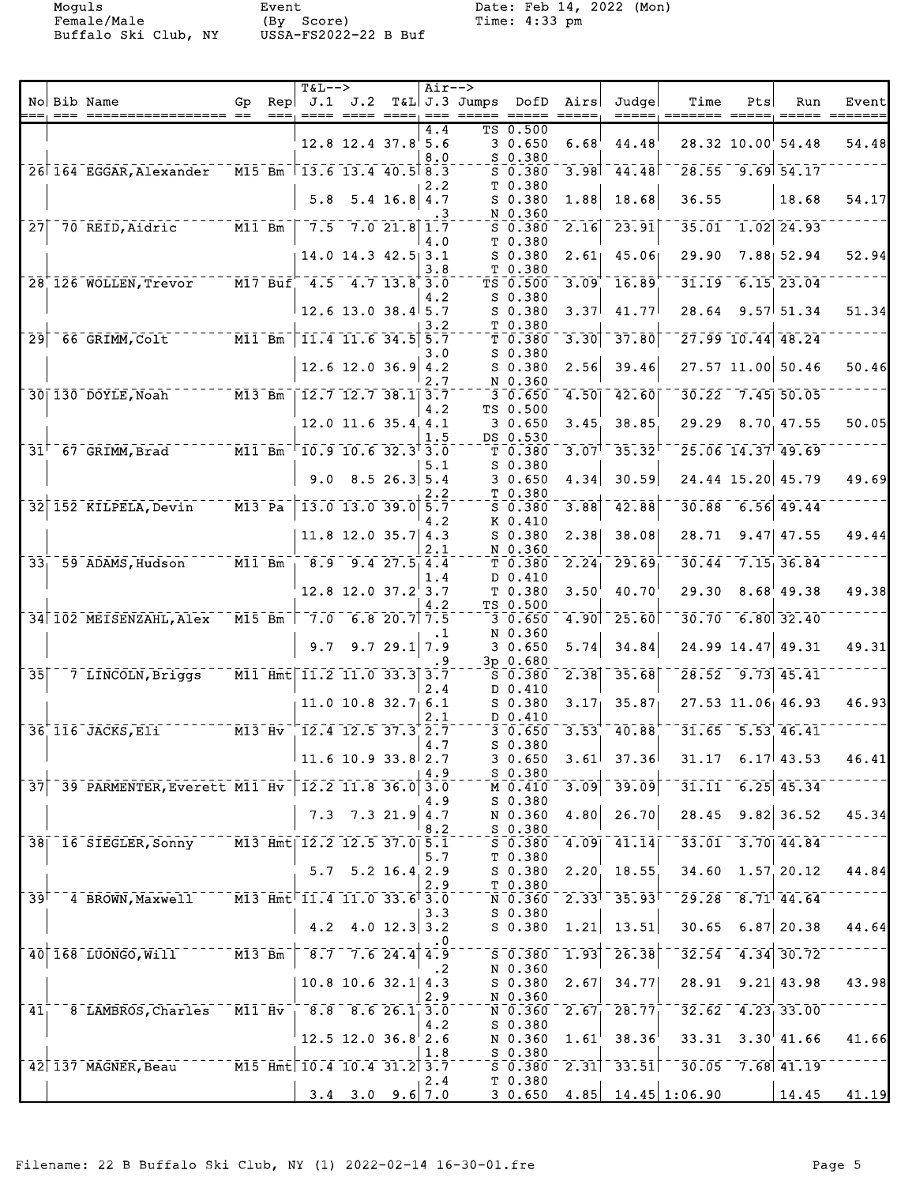Moguls
Female/Male
Buffalo Ski Club, NY

Event
(By Score)
USSA-FS2022-22 B Buf

Date: Feb 14, 2022 (Mon)
Time: 4:33 pm

| No | Bib | Name | Gp | Rep | T&L--> J.1 | J.2 | T&L | Air--> J.3 | Jumps | DofD | Airs | Judge | Time | Pts | Run | Event |
|---|---|---|---|---|---|---|---|---|---|---|---|---|---|---|---|---|
| | | | | | | | | 4.4 | TS | 0.500 | | | | | | |
| | | | | | 12.8 | 12.4 | 37.8 | 5.6 | 3 | 0.650 | 6.68 | 44.48 | 28.32 | 10.00 | 54.48 | 54.48 |
| | | | | | | | | 8.0 | S | 0.380 | | | | | | |
| 26 | 164 | EGGAR,Alexander | M15 | Bm | 13.6 | 13.4 | 40.5 | 8.3 | S | 0.380 | 3.98 | 44.48 | 28.55 | 9.69 | 54.17 | |
| | | | | | | | | 2.2 | T | 0.380 | | | | | | |
| | | | | | 5.8 | 5.4 | 16.8 | 4.7 | S | 0.380 | 1.88 | 18.68 | 36.55 | | 18.68 | 54.17 |
| | | | | | | | | .3 | N | 0.360 | | | | | | |
| 27 | 70 | REID,Aidric | M11 | Bm | 7.5 | 7.0 | 21.8 | 1.7 | S | 0.380 | 2.16 | 23.91 | 35.01 | 1.02 | 24.93 | |
| | | | | | | | | 4.0 | T | 0.380 | | | | | | |
| | | | | | 14.0 | 14.3 | 42.5 | 3.1 | S | 0.380 | 2.61 | 45.06 | 29.90 | 7.88 | 52.94 | 52.94 |
| | | | | | | | | 3.8 | T | 0.380 | | | | | | |
| 28 | 126 | WOLLEN,Trevor | M17 | Buf | 4.5 | 4.7 | 13.8 | 3.0 | TS | 0.500 | 3.09 | 16.89 | 31.19 | 6.15 | 23.04 | |
| | | | | | | | | 4.2 | S | 0.380 | | | | | | |
| | | | | | 12.6 | 13.0 | 38.4 | 5.7 | S | 0.380 | 3.37 | 41.77 | 28.64 | 9.57 | 51.34 | 51.34 |
| | | | | | | | | 3.2 | T | 0.380 | | | | | | |
| 29 | 66 | GRIMM,Colt | M11 | Bm | 11.4 | 11.6 | 34.5 | 5.7 | T | 0.380 | 3.30 | 37.80 | 27.99 | 10.44 | 48.24 | |
| | | | | | | | | 3.0 | S | 0.380 | | | | | | |
| | | | | | 12.6 | 12.0 | 36.9 | 4.2 | S | 0.380 | 2.56 | 39.46 | 27.57 | 11.00 | 50.46 | 50.46 |
| | | | | | | | | 2.7 | N | 0.360 | | | | | | |
| 30 | 130 | DOYLE,Noah | M13 | Bm | 12.7 | 12.7 | 38.1 | 3.7 | 3 | 0.650 | 4.50 | 42.60 | 30.22 | 7.45 | 50.05 | |
| | | | | | | | | 4.2 | TS | 0.500 | | | | | | |
| | | | | | 12.0 | 11.6 | 35.4 | 4.1 | 3 | 0.650 | 3.45 | 38.85 | 29.29 | 8.70 | 47.55 | 50.05 |
| | | | | | | | | 1.5 | DS | 0.530 | | | | | | |
| 31 | 67 | GRIMM,Brad | M11 | Bm | 10.9 | 10.6 | 32.3 | 3.0 | T | 0.380 | 3.07 | 35.32 | 25.06 | 14.37 | 49.69 | |
| | | | | | | | | 5.1 | S | 0.380 | | | | | | |
| | | | | | 9.0 | 8.5 | 26.3 | 5.4 | 3 | 0.650 | 4.34 | 30.59 | 24.44 | 15.20 | 45.79 | 49.69 |
| | | | | | | | | 2.2 | T | 0.380 | | | | | | |
| 32 | 152 | KILPELA,Devin | M13 | Pa | 13.0 | 13.0 | 39.0 | 5.7 | S | 0.380 | 3.88 | 42.88 | 30.88 | 6.56 | 49.44 | |
| | | | | | | | | 4.2 | K | 0.410 | | | | | | |
| | | | | | 11.8 | 12.0 | 35.7 | 4.3 | S | 0.380 | 2.38 | 38.08 | 28.71 | 9.47 | 47.55 | 49.44 |
| | | | | | | | | 2.1 | N | 0.360 | | | | | | |
| 33 | 59 | ADAMS,Hudson | M11 | Bm | 8.9 | 9.4 | 27.5 | 4.4 | T | 0.380 | 2.24 | 29.69 | 30.44 | 7.15 | 36.84 | |
| | | | | | | | | 1.4 | D | 0.410 | | | | | | |
| | | | | | 12.8 | 12.0 | 37.2 | 3.7 | T | 0.380 | 3.50 | 40.70 | 29.30 | 8.68 | 49.38 | 49.38 |
| | | | | | | | | 4.2 | TS | 0.500 | | | | | | |
| 34 | 102 | MEISENZAHL,Alex | M15 | Bm | 7.0 | 6.8 | 20.7 | 7.5 | 3 | 0.650 | 4.90 | 25.60 | 30.70 | 6.80 | 32.40 | |
| | | | | | | | | .1 | N | 0.360 | | | | | | |
| | | | | | 9.7 | 9.7 | 29.1 | 7.9 | 3 | 0.650 | 5.74 | 34.84 | 24.99 | 14.47 | 49.31 | 49.31 |
| | | | | | | | | .9 | 3p | 0.680 | | | | | | |
| 35 | 7 | LINCOLN,Briggs | M11 | Hmt | 11.2 | 11.0 | 33.3 | 3.7 | S | 0.380 | 2.38 | 35.68 | 28.52 | 9.73 | 45.41 | |
| | | | | | | | | 2.4 | D | 0.410 | | | | | | |
| | | | | | 11.0 | 10.8 | 32.7 | 6.1 | S | 0.380 | 3.17 | 35.87 | 27.53 | 11.06 | 46.93 | 46.93 |
| | | | | | | | | 2.1 | D | 0.410 | | | | | | |
| 36 | 116 | JACKS,Eli | M13 | Hv | 12.4 | 12.5 | 37.3 | 2.7 | 3 | 0.650 | 3.53 | 40.88 | 31.65 | 5.53 | 46.41 | |
| | | | | | | | | 4.7 | S | 0.380 | | | | | | |
| | | | | | 11.6 | 10.9 | 33.8 | 2.7 | 3 | 0.650 | 3.61 | 37.36 | 31.17 | 6.17 | 43.53 | 46.41 |
| | | | | | | | | 4.9 | S | 0.380 | | | | | | |
| 37 | 39 | PARMENTER,Everett | M11 | Hv | 12.2 | 11.8 | 36.0 | 3.0 | M | 0.410 | 3.09 | 39.09 | 31.11 | 6.25 | 45.34 | |
| | | | | | | | | 4.9 | S | 0.380 | | | | | | |
| | | | | | 7.3 | 7.3 | 21.9 | 4.7 | N | 0.360 | 4.80 | 26.70 | 28.45 | 9.82 | 36.52 | 45.34 |
| | | | | | | | | 8.2 | S | 0.380 | | | | | | |
| 38 | 16 | SIEGLER,Sonny | M13 | Hmt | 12.2 | 12.5 | 37.0 | 5.1 | S | 0.380 | 4.09 | 41.14 | 33.01 | 3.70 | 44.84 | |
| | | | | | | | | 5.7 | T | 0.380 | | | | | | |
| | | | | | 5.7 | 5.2 | 16.4 | 2.9 | S | 0.380 | 2.20 | 18.55 | 34.60 | 1.57 | 20.12 | 44.84 |
| | | | | | | | | 2.9 | T | 0.380 | | | | | | |
| 39 | 4 | BROWN,Maxwell | M13 | Hmt | 11.4 | 11.0 | 33.6 | 3.0 | N | 0.360 | 2.33 | 35.93 | 29.28 | 8.71 | 44.64 | |
| | | | | | | | | 3.3 | S | 0.380 | | | | | | |
| | | | | | 4.2 | 4.0 | 12.3 | 3.2 | S | 0.380 | 1.21 | 13.51 | 30.65 | 6.87 | 20.38 | 44.64 |
| | | | | | | | | .0 | | | | | | | | |
| 40 | 168 | LUONGO,Will | M13 | Bm | 8.7 | 7.6 | 24.4 | 4.9 | S | 0.380 | 1.93 | 26.38 | 32.54 | 4.34 | 30.72 | |
| | | | | | | | | .2 | N | 0.360 | | | | | | |
| | | | | | 10.8 | 10.6 | 32.1 | 4.3 | S | 0.380 | 2.67 | 34.77 | 28.91 | 9.21 | 43.98 | 43.98 |
| | | | | | | | | 2.9 | N | 0.360 | | | | | | |
| 41 | 8 | LAMBROS,Charles | M11 | Hv | 8.8 | 8.6 | 26.1 | 3.0 | N | 0.360 | 2.67 | 28.77 | 32.62 | 4.23 | 33.00 | |
| | | | | | | | | 4.2 | S | 0.380 | | | | | | |
| | | | | | 12.5 | 12.0 | 36.8 | 2.6 | N | 0.360 | 1.61 | 38.36 | 33.31 | 3.30 | 41.66 | 41.66 |
| | | | | | | | | 1.8 | S | 0.380 | | | | | | |
| 42 | 137 | MAGNER,Beau | M15 | Hmt | 10.4 | 10.4 | 31.2 | 3.7 | S | 0.380 | 2.31 | 33.51 | 30.05 | 7.68 | 41.19 | |
| | | | | | | | | 2.4 | T | 0.380 | | | | | | |
| | | | | | 3.4 | 3.0 | 9.6 | 7.0 | 3 | 0.650 | 4.85 | 14.45 | 1:06.90 | | 14.45 | 41.19 |

Filename: 22 B Buffalo Ski Club, NY (1) 2022-02-14 16-30-01.fre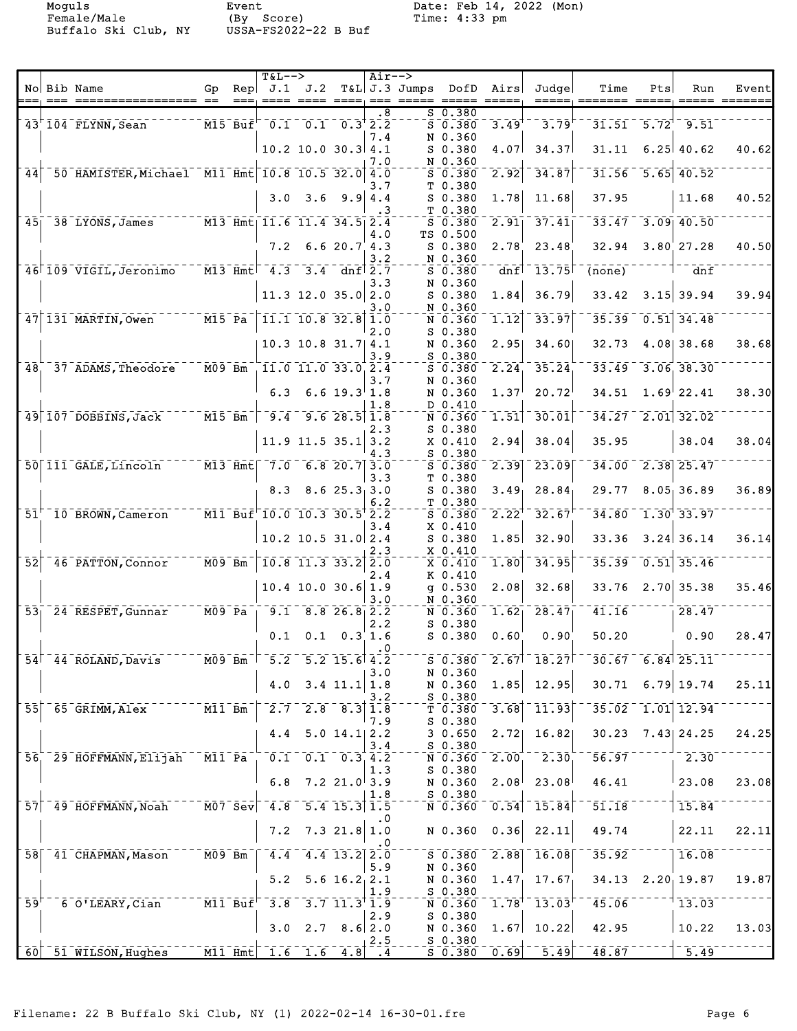Moguls Female/Male Buffalo Ski Club, NY

Event (By Score) USSA-FS2022-22 B Buf

Date: Feb 14, 2022 (Mon) Time: 4:33 pm

| No | Bib | Name | Gp | Rep | T&L--> J.1 | J.2 | T&L | Air--> J.3 | Jumps | DofD | Airs | Judge | Time | Pts | Run | Event |
|---|---|---|---|---|---|---|---|---|---|---|---|---|---|---|---|---|
| | | | | | | | | .8 | S | 0.380 | | | | | | |
| 43 | 104 | FLYNN, Sean | M15 | Buf | 0.1 | 0.1 | 0.3 | 2.2 | S | 0.380 | 3.49 | 3.79 | 31.51 | 5.72 | 9.51 | |
| | | | | | | | | 7.4 | N | 0.360 | | | | | | |
| | | | | | 10.2 | 10.0 | 30.3 | 4.1 | S | 0.380 | 4.07 | 34.37 | 31.11 | 6.25 | 40.62 | 40.62 |
| | | | | | | | | 7.0 | N | 0.360 | | | | | | |
| 44 | 50 | HAMISTER, Michael | M11 | Hmt | 10.8 | 10.5 | 32.0 | 4.0 | S | 0.380 | 2.92 | 34.87 | 31.56 | 5.65 | 40.52 | |
| | | | | | | | | 3.7 | T | 0.380 | | | | | | |
| | | | | | 3.0 | 3.6 | 9.9 | 4.4 | S | 0.380 | 1.78 | 11.68 | 37.95 | | 11.68 | 40.52 |
| | | | | | | | | .3 | T | 0.380 | | | | | | |
| 45 | 38 | LYONS, James | M13 | Hmt | 11.6 | 11.4 | 34.5 | 2.4 | S | 0.380 | 2.91 | 37.41 | 33.47 | 3.09 | 40.50 | |
| | | | | | | | | 4.0 | TS | 0.500 | | | | | | |
| | | | | | 7.2 | 6.6 | 20.7 | 4.3 | S | 0.380 | 2.78 | 23.48 | 32.94 | 3.80 | 27.28 | 40.50 |
| | | | | | | | | 3.2 | N | 0.360 | | | | | | |
| 46 | 109 | VIGIL, Jeronimo | M13 | Hmt | 4.3 | 3.4 | dnf | 2.7 | S | 0.380 | dnf | 13.75 | (none) | | dnf | |
| | | | | | | | | 3.3 | N | 0.360 | | | | | | |
| | | | | | 11.3 | 12.0 | 35.0 | 2.0 | S | 0.380 | 1.84 | 36.79 | 33.42 | 3.15 | 39.94 | 39.94 |
| | | | | | | | | 3.0 | N | 0.360 | | | | | | |
| 47 | 131 | MARTIN, Owen | M15 | Pa | 11.1 | 10.8 | 32.8 | 1.0 | N | 0.360 | 1.12 | 33.97 | 35.39 | 0.51 | 34.48 | |
| | | | | | | | | 2.0 | S | 0.380 | | | | | | |
| | | | | | 10.3 | 10.8 | 31.7 | 4.1 | N | 0.360 | 2.95 | 34.60 | 32.73 | 4.08 | 38.68 | 38.68 |
| | | | | | | | | 3.9 | S | 0.380 | | | | | | |
| 48 | 37 | ADAMS, Theodore | M09 | Bm | 11.0 | 11.0 | 33.0 | 2.4 | S | 0.380 | 2.24 | 35.24 | 33.49 | 3.06 | 38.30 | |
| | | | | | | | | 3.7 | N | 0.360 | | | | | | |
| | | | | | 6.3 | 6.6 | 19.3 | 1.8 | N | 0.360 | 1.37 | 20.72 | 34.51 | 1.69 | 22.41 | 38.30 |
| | | | | | | | | 1.8 | D | 0.410 | | | | | | |
| 49 | 107 | DOBBINS, Jack | M15 | Bm | 9.4 | 9.6 | 28.5 | 1.8 | N | 0.360 | 1.51 | 30.01 | 34.27 | 2.01 | 32.02 | |
| | | | | | | | | 2.3 | S | 0.380 | | | | | | |
| | | | | | 11.9 | 11.5 | 35.1 | 3.2 | X | 0.410 | 2.94 | 38.04 | 35.95 | | 38.04 | 38.04 |
| | | | | | | | | 4.3 | S | 0.380 | | | | | | |
| 50 | 111 | GALE, Lincoln | M13 | Hmt | 7.0 | 6.8 | 20.7 | 3.0 | S | 0.380 | 2.39 | 23.09 | 34.00 | 2.38 | 25.47 | |
| | | | | | | | | 3.3 | T | 0.380 | | | | | | |
| | | | | | 8.3 | 8.6 | 25.3 | 3.0 | S | 0.380 | 3.49 | 28.84 | 29.77 | 8.05 | 36.89 | 36.89 |
| | | | | | | | | 6.2 | T | 0.380 | | | | | | |
| 51 | 10 | BROWN, Cameron | M11 | Buf | 10.0 | 10.3 | 30.5 | 2.2 | S | 0.380 | 2.22 | 32.67 | 34.80 | 1.30 | 33.97 | |
| | | | | | | | | 3.4 | X | 0.410 | | | | | | |
| | | | | | 10.2 | 10.5 | 31.0 | 2.4 | S | 0.380 | 1.85 | 32.90 | 33.36 | 3.24 | 36.14 | 36.14 |
| | | | | | | | | 2.3 | X | 0.410 | | | | | | |
| 52 | 46 | PATTON, Connor | M09 | Bm | 10.8 | 11.3 | 33.2 | 2.0 | X | 0.410 | 1.80 | 34.95 | 35.39 | 0.51 | 35.46 | |
| | | | | | | | | 2.4 | K | 0.410 | | | | | | |
| | | | | | 10.4 | 10.0 | 30.6 | 1.9 | g | 0.530 | 2.08 | 32.68 | 33.76 | 2.70 | 35.38 | 35.46 |
| | | | | | | | | 3.0 | N | 0.360 | | | | | | |
| 53 | 24 | RESPET, Gunnar | M09 | Pa | 9.1 | 8.8 | 26.8 | 2.2 | N | 0.360 | 1.62 | 28.47 | 41.16 | | 28.47 | |
| | | | | | | | | 2.2 | S | 0.380 | | | | | | |
| | | | | | 0.1 | 0.1 | 0.3 | 1.6 | S | 0.380 | 0.60 | 0.90 | 50.20 | | 0.90 | 28.47 |
| | | | | | | | | .0 | | | | | | | | |
| 54 | 44 | ROLAND, Davis | M09 | Bm | 5.2 | 5.2 | 15.6 | 4.2 | S | 0.380 | 2.67 | 18.27 | 30.67 | 6.84 | 25.11 | |
| | | | | | | | | 3.0 | N | 0.360 | | | | | | |
| | | | | | 4.0 | 3.4 | 11.1 | 1.8 | N | 0.360 | 1.85 | 12.95 | 30.71 | 6.79 | 19.74 | 25.11 |
| | | | | | | | | 3.2 | S | 0.380 | | | | | | |
| 55 | 65 | GRIMM, Alex | M11 | Bm | 2.7 | 2.8 | 8.3 | 1.8 | T | 0.380 | 3.68 | 11.93 | 35.02 | 1.01 | 12.94 | |
| | | | | | | | | 7.9 | S | 0.380 | | | | | | |
| | | | | | 4.4 | 5.0 | 14.1 | 2.2 | 3 | 0.650 | 2.72 | 16.82 | 30.23 | 7.43 | 24.25 | 24.25 |
| | | | | | | | | 3.4 | S | 0.380 | | | | | | |
| 56 | 29 | HOFFMANN, Elijah | M11 | Pa | 0.1 | 0.1 | 0.3 | 4.2 | N | 0.360 | 2.00 | 2.30 | 56.97 | | 2.30 | |
| | | | | | | | | 1.3 | S | 0.380 | | | | | | |
| | | | | | 6.8 | 7.2 | 21.0 | 3.9 | N | 0.360 | 2.08 | 23.08 | 46.41 | | 23.08 | 23.08 |
| | | | | | | | | 1.8 | S | 0.380 | | | | | | |
| 57 | 49 | HOFFMANN, Noah | M07 | Sev | 4.8 | 5.4 | 15.3 | 1.5 | N | 0.360 | 0.54 | 15.84 | 51.18 | | 15.84 | |
| | | | | | | | | .0 | | | | | | | | |
| | | | | | 7.2 | 7.3 | 21.8 | 1.0 | N | 0.360 | 0.36 | 22.11 | 49.74 | | 22.11 | 22.11 |
| | | | | | | | | .0 | | | | | | | | |
| 58 | 41 | CHAPMAN, Mason | M09 | Bm | 4.4 | 4.4 | 13.2 | 2.0 | S | 0.380 | 2.88 | 16.08 | 35.92 | | 16.08 | |
| | | | | | | | | 5.9 | N | 0.360 | | | | | | |
| | | | | | 5.2 | 5.6 | 16.2 | 2.1 | N | 0.360 | 1.47 | 17.67 | 34.13 | 2.20 | 19.87 | 19.87 |
| | | | | | | | | 1.9 | S | 0.380 | | | | | | |
| 59 | 6 | O'LEARY, Cian | M11 | Buf | 3.8 | 3.7 | 11.3 | 1.9 | N | 0.360 | 1.78 | 13.03 | 45.06 | | 13.03 | |
| | | | | | | | | 2.9 | S | 0.380 | | | | | | |
| | | | | | 3.0 | 2.7 | 8.6 | 2.0 | N | 0.360 | 1.67 | 10.22 | 42.95 | | 10.22 | 13.03 |
| | | | | | | | | 2.5 | S | 0.380 | | | | | | |
| 60 | 51 | WILSON, Hughes | M11 | Hmt | 1.6 | 1.6 | 4.8 | .4 | S | 0.380 | 0.69 | 5.49 | 48.87 | | 5.49 | |

Filename: 22 B Buffalo Ski Club, NY (1) 2022-02-14 16-30-01.fre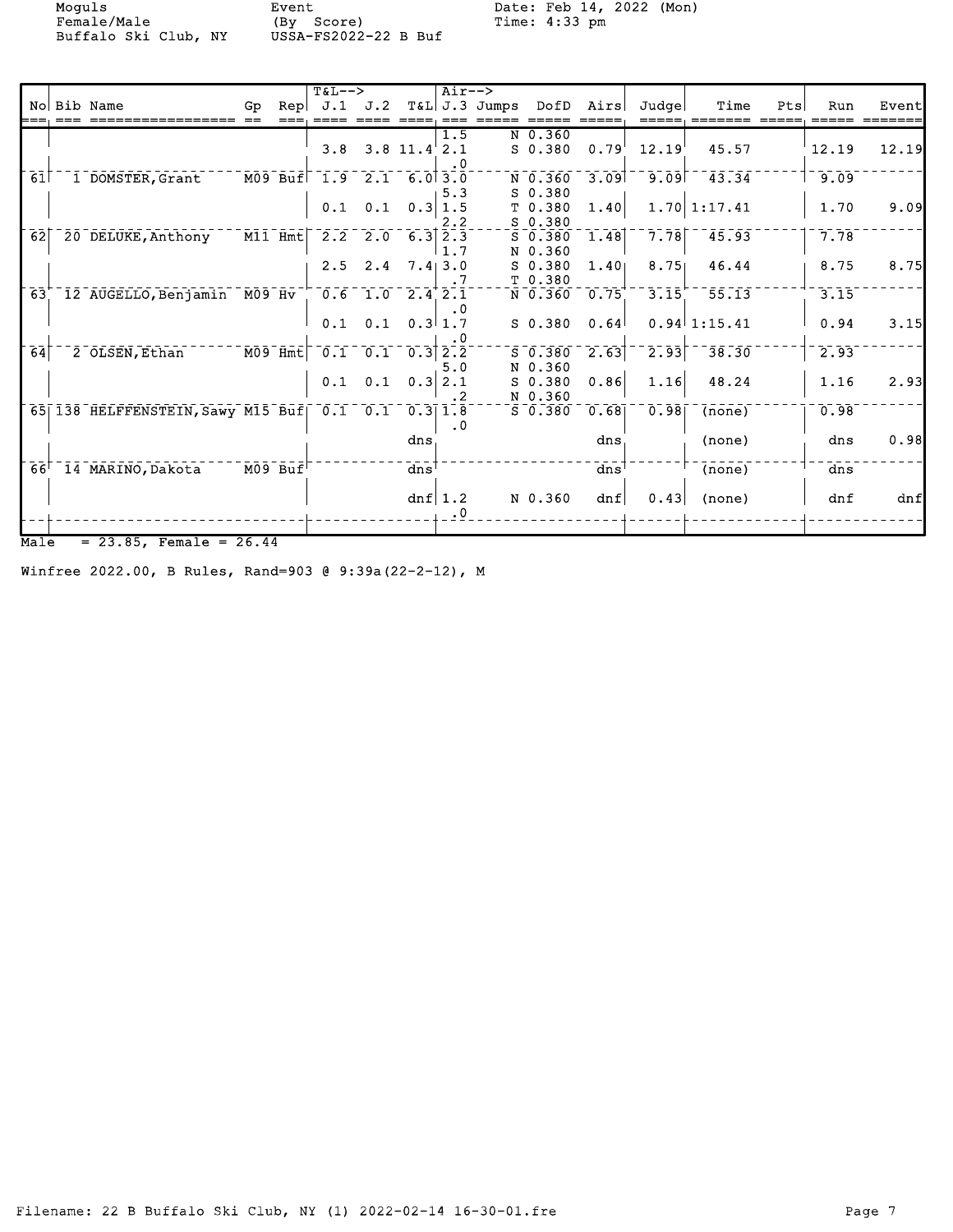Moguls
Female/Male
Buffalo Ski Club, NY

Event
(By Score)
USSA-FS2022-22 B Buf

Date: Feb 14, 2022 (Mon)
Time: 4:33 pm

| No | Bib Name | Gp | Rep | T&L--> J.1 | J.2 | T&L | Air--> J.3 | Jumps | DofD | Airs | Judge | Time | Pts | Run | Event |
|---|---|---|---|---|---|---|---|---|---|---|---|---|---|---|---|
| | | | | | | | 1.5 | N | 0.360 | | | | | | |
| | | | | 3.8 | 3.8 | 11.4 | 2.1 | S | 0.380 | 0.79 | 12.19 | 45.57 | | 12.19 | 12.19 |
| | | | | | | | .0 | | | | | | | | |
| 61 | 1 DOMSTER,Grant | M09 | Buf | 1.9 | 2.1 | 6.0 | 3.0 | N | 0.360 | 3.09 | 9.09 | 43.34 | | 9.09 | |
| | | | | | | | 5.3 | S | 0.380 | | | | | | |
| | | | | 0.1 | 0.1 | 0.3 | 1.5 | T | 0.380 | 1.40 | 1.70 | 1:17.41 | | 1.70 | 9.09 |
| | | | | | | | 2.2 | S | 0.380 | | | | | | |
| 62 | 20 DELUKE,Anthony | M11 | Hmt | 2.2 | 2.0 | 6.3 | 2.3 | S | 0.380 | 1.48 | 7.78 | 45.93 | | 7.78 | |
| | | | | | | | 1.7 | N | 0.360 | | | | | | |
| | | | | 2.5 | 2.4 | 7.4 | 3.0 | S | 0.380 | 1.40 | 8.75 | 46.44 | | 8.75 | 8.75 |
| | | | | | | | .7 | T | 0.380 | | | | | | |
| 63 | 12 AUGELLO,Benjamin | M09 | Hv | 0.6 | 1.0 | 2.4 | 2.1 | N | 0.360 | 0.75 | 3.15 | 55.13 | | 3.15 | |
| | | | | | | | .0 | | | | | | | | |
| | | | | 0.1 | 0.1 | 0.3 | 1.7 | S | 0.380 | 0.64 | 0.94 | 1:15.41 | | 0.94 | 3.15 |
| | | | | | | | .0 | | | | | | | | |
| 64 | 2 OLSEN,Ethan | M09 | Hmt | 0.1 | 0.1 | 0.3 | 2.2 | S | 0.380 | 2.63 | 2.93 | 38.30 | | 2.93 | |
| | | | | | | | 5.0 | N | 0.360 | | | | | | |
| | | | | 0.1 | 0.1 | 0.3 | 2.1 | S | 0.380 | 0.86 | 1.16 | 48.24 | | 1.16 | 2.93 |
| | | | | | | | .2 | N | 0.360 | | | | | | |
| 65 | 138 HELFFENSTEIN,Sawy | M15 | Buf | 0.1 | 0.1 | 0.3 | 1.8 | S | 0.380 | 0.68 | 0.98 | (none) | | 0.98 | |
| | | | | | | | .0 | | | | | | | | |
| | | | | | | dns | | | | dns | | (none) | | dns | 0.98 |
| 66 | 14 MARINO,Dakota | M09 | Buf | | | dns | | | | dns | | (none) | | dns | |
| | | | | | | dnf | 1.2 | N | 0.360 | dnf | 0.43 | (none) | | dnf | dnf |
| | | | | | | | .0 | | | | | | | | |

Male = 23.85, Female = 26.44

Winfree 2022.00, B Rules, Rand=903 @ 9:39a(22-2-12), M

Filename: 22 B Buffalo Ski Club, NY (1) 2022-02-14 16-30-01.fre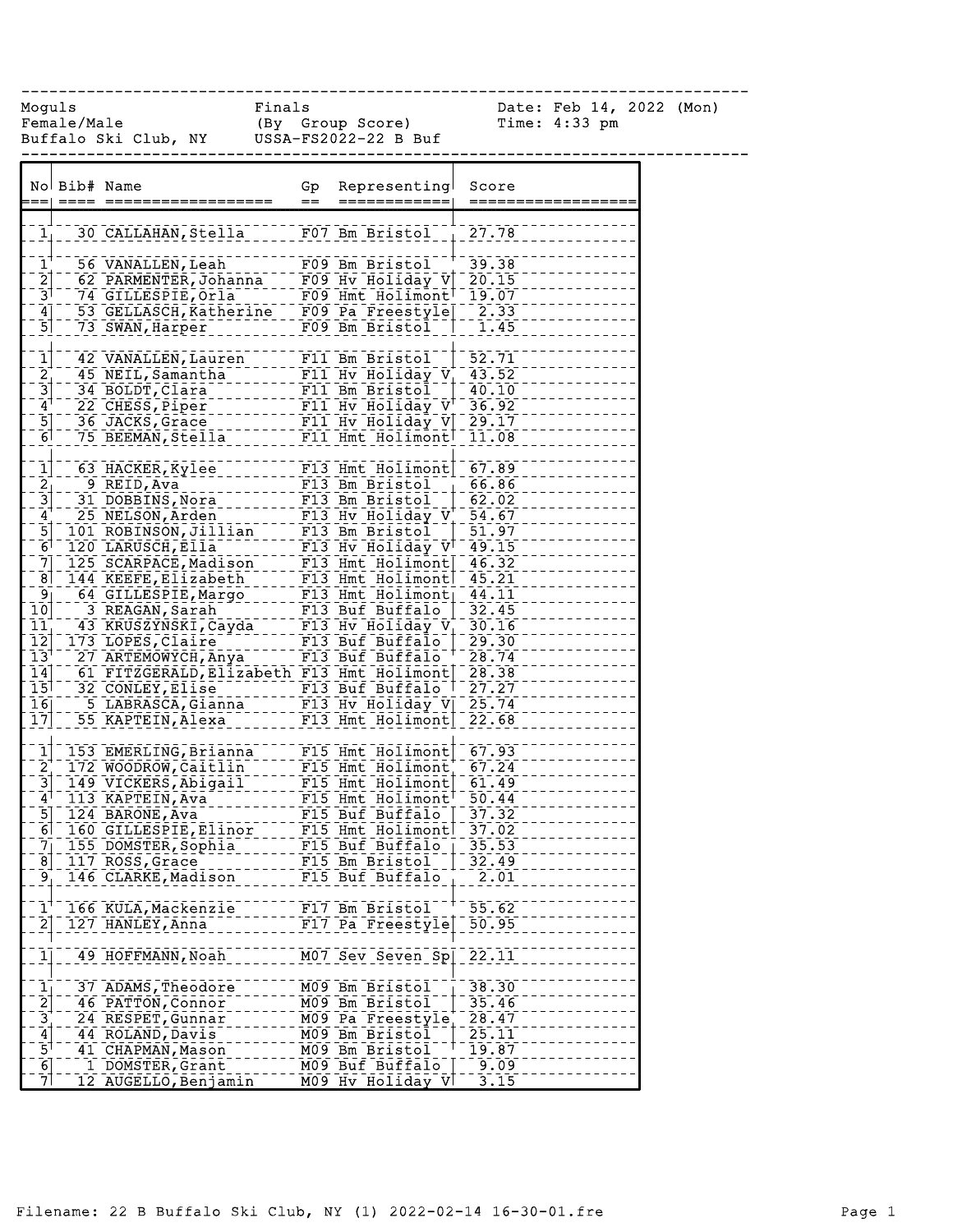Moguls Finals Date: Feb 14, 2022 (Mon)
Female/Male (By Group Score) Time: 4:33 pm
Buffalo Ski Club, NY USSA-FS2022-22 B Buf

| No | Bib# | Name | Gp | Representing | Score |
|---|---|---|---|---|---|
| 1 | 30 | CALLAHAN,Stella | F07 | Bm Bristol | 27.78 |
| | | | | | |
| 1 | 56 | VANALLEN,Leah | F09 | Bm Bristol | 39.38 |
| 2 | 62 | PARMENTER,Johanna | F09 | Hv Holiday V | 20.15 |
| 3 | 74 | GILLESPIE,Orla | F09 | Hmt Holimont | 19.07 |
| 4 | 53 | GELLASCH,Katherine | F09 | Pa Freestyle | 2.33 |
| 5 | 73 | SWAN,Harper | F09 | Bm Bristol | 1.45 |
| | | | | | |
| 1 | 42 | VANALLEN,Lauren | F11 | Bm Bristol | 52.71 |
| 2 | 45 | NEIL,Samantha | F11 | Hv Holiday V | 43.52 |
| 3 | 34 | BOLDT,Clara | F11 | Bm Bristol | 40.10 |
| 4 | 22 | CHESS,Piper | F11 | Hv Holiday V | 36.92 |
| 5 | 36 | JACKS,Grace | F11 | Hv Holiday V | 29.17 |
| 6 | 75 | BEEMAN,Stella | F11 | Hmt Holimont | 11.08 |
| | | | | | |
| 1 | 63 | HACKER,Kylee | F13 | Hmt Holimont | 67.89 |
| 2 | 9 | REID,Ava | F13 | Bm Bristol | 66.86 |
| 3 | 31 | DOBBINS,Nora | F13 | Bm Bristol | 62.02 |
| 4 | 25 | NELSON,Arden | F13 | Hv Holiday V | 54.67 |
| 5 | 101 | ROBINSON,Jillian | F13 | Bm Bristol | 51.97 |
| 6 | 120 | LARUSCH,Ella | F13 | Hv Holiday V | 49.15 |
| 7 | 125 | SCARPACE,Madison | F13 | Hmt Holimont | 46.32 |
| 8 | 144 | KEEFE,Elizabeth | F13 | Hmt Holimont | 45.21 |
| 9 | 64 | GILLESPIE,Margo | F13 | Hmt Holimont | 44.11 |
| 10 | 3 | REAGAN,Sarah | F13 | Buf Buffalo | 32.45 |
| 11 | 43 | KRUSZYNSKI,Cayda | F13 | Hv Holiday V | 30.16 |
| 12 | 173 | LOPES,Claire | F13 | Buf Buffalo | 29.30 |
| 13 | 27 | ARTEMOWYCH,Anya | F13 | Buf Buffalo | 28.74 |
| 14 | 61 | FITZGERALD,Elizabeth | F13 | Hmt Holimont | 28.38 |
| 15 | 32 | CONLEY,Elise | F13 | Buf Buffalo | 27.27 |
| 16 | 5 | LABRASCA,Gianna | F13 | Hv Holiday V | 25.74 |
| 17 | 55 | KAPTEIN,Alexa | F13 | Hmt Holimont | 22.68 |
| | | | | | |
| 1 | 153 | EMERLING,Brianna | F15 | Hmt Holimont | 67.93 |
| 2 | 172 | WOODROW,Caitlin | F15 | Hmt Holimont | 67.24 |
| 3 | 149 | VICKERS,Abigail | F15 | Hmt Holimont | 61.49 |
| 4 | 113 | KAPTEIN,Ava | F15 | Hmt Holimont | 50.44 |
| 5 | 124 | BARONE,Ava | F15 | Buf Buffalo | 37.32 |
| 6 | 160 | GILLESPIE,Elinor | F15 | Hmt Holimont | 37.02 |
| 7 | 155 | DOMSTER,Sophia | F15 | Buf Buffalo | 35.53 |
| 8 | 117 | ROSS,Grace | F15 | Bm Bristol | 32.49 |
| 9 | 146 | CLARKE,Madison | F15 | Buf Buffalo | 2.01 |
| | | | | | |
| 1 | 166 | KULA,Mackenzie | F17 | Bm Bristol | 55.62 |
| 2 | 127 | HANLEY,Anna | F17 | Pa Freestyle | 50.95 |
| | | | | | |
| 1 | 49 | HOFFMANN,Noah | M07 | Sev Seven Sp | 22.11 |
| | | | | | |
| 1 | 37 | ADAMS,Theodore | M09 | Bm Bristol | 38.30 |
| 2 | 46 | PATTON,Connor | M09 | Bm Bristol | 35.46 |
| 3 | 24 | RESPET,Gunnar | M09 | Pa Freestyle | 28.47 |
| 4 | 44 | ROLAND,Davis | M09 | Bm Bristol | 25.11 |
| 5 | 41 | CHAPMAN,Mason | M09 | Bm Bristol | 19.87 |
| 6 | 1 | DOMSTER,Grant | M09 | Buf Buffalo | 9.09 |
| 7 | 12 | AUGELLO,Benjamin | M09 | Hv Holiday V | 3.15 |

Filename: 22 B Buffalo Ski Club, NY (1) 2022-02-14 16-30-01.fre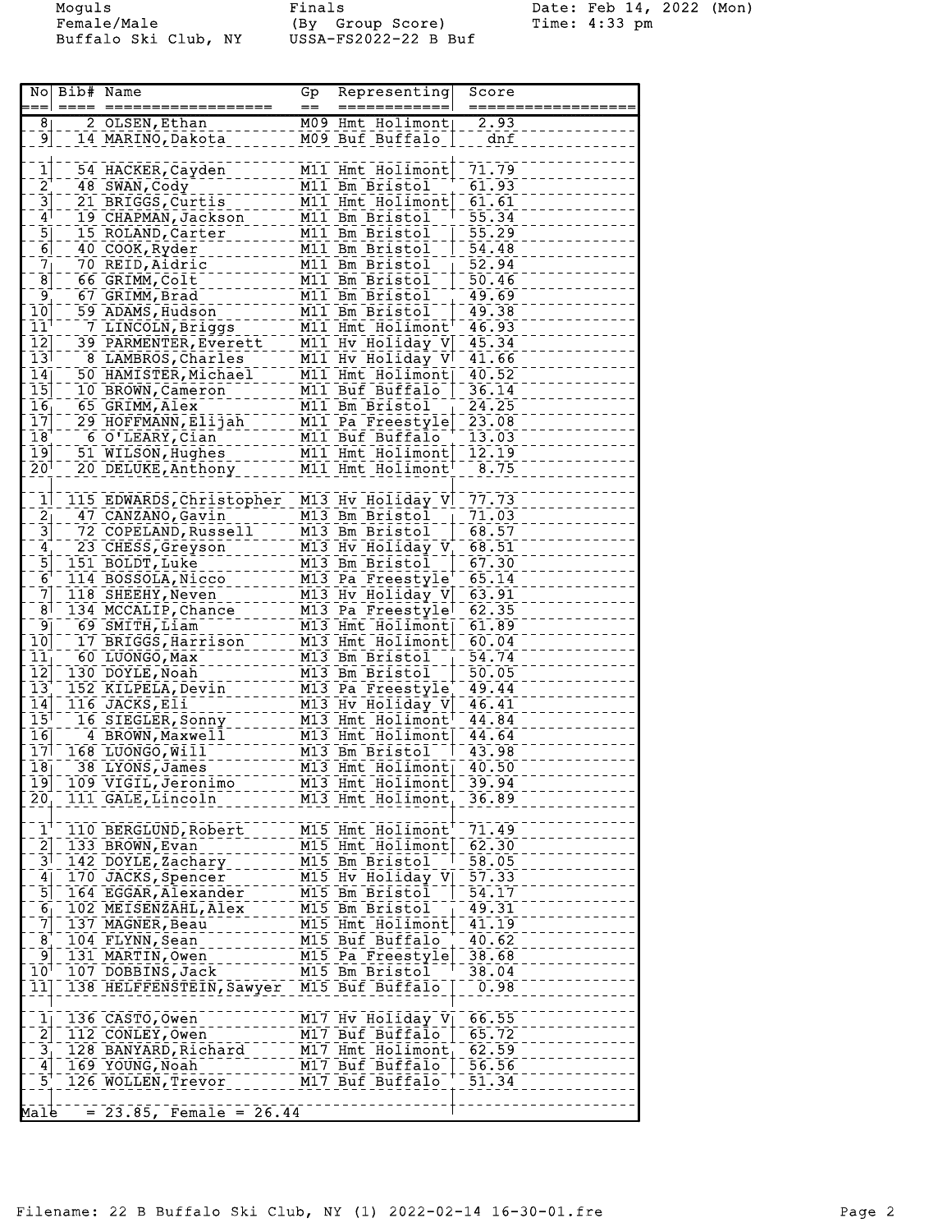Moguls
Female/Male
Buffalo Ski Club, NY

Finals
(By Group Score)
USSA-FS2022-22 B Buf

Date: Feb 14, 2022 (Mon)
Time: 4:33 pm

| No | Bib# | Name | Gp | Representing | Score |
|---|---|---|---|---|---|
| 8 | 2 | OLSEN, Ethan | M09 | Hmt Holimont | 2.93 |
| 9 | 14 | MARINO, Dakota | M09 | Buf Buffalo | dnf |
| | | | | | |
| 1 | 54 | HACKER, Cayden | M11 | Hmt Holimont | 71.79 |
| 2 | 48 | SWAN, Cody | M11 | Bm Bristol | 61.93 |
| 3 | 21 | BRIGGS, Curtis | M11 | Hmt Holimont | 61.61 |
| 4 | 19 | CHAPMAN, Jackson | M11 | Bm Bristol | 55.34 |
| 5 | 15 | ROLAND, Carter | M11 | Bm Bristol | 55.29 |
| 6 | 40 | COOK, Ryder | M11 | Bm Bristol | 54.48 |
| 7 | 70 | REID, Aidric | M11 | Bm Bristol | 52.94 |
| 8 | 66 | GRIMM, Colt | M11 | Bm Bristol | 50.46 |
| 9 | 67 | GRIMM, Brad | M11 | Bm Bristol | 49.69 |
| 10 | 59 | ADAMS, Hudson | M11 | Bm Bristol | 49.38 |
| 11 | 7 | LINCOLN, Briggs | M11 | Hmt Holimont | 46.93 |
| 12 | 39 | PARMENTER, Everett | M11 | Hv Holiday V | 45.34 |
| 13 | 8 | LAMBROS, Charles | M11 | Hv Holiday V | 41.66 |
| 14 | 50 | HAMISTER, Michael | M11 | Hmt Holimont | 40.52 |
| 15 | 10 | BROWN, Cameron | M11 | Buf Buffalo | 36.14 |
| 16 | 65 | GRIMM, Alex | M11 | Bm Bristol | 24.25 |
| 17 | 29 | HOFFMANN, Elijah | M11 | Pa Freestyle | 23.08 |
| 18 | 6 | O'LEARY, Cian | M11 | Buf Buffalo | 13.03 |
| 19 | 51 | WILSON, Hughes | M11 | Hmt Holimont | 12.19 |
| 20 | 20 | DELUKE, Anthony | M11 | Hmt Holimont | 8.75 |
| | | | | | |
| 1 | 115 | EDWARDS, Christopher | M13 | Hv Holiday V | 77.73 |
| 2 | 47 | CANZANO, Gavin | M13 | Bm Bristol | 71.03 |
| 3 | 72 | COPELAND, Russell | M13 | Bm Bristol | 68.57 |
| 4 | 23 | CHESS, Greyson | M13 | Hv Holiday V | 68.51 |
| 5 | 151 | BOLDT, Luke | M13 | Bm Bristol | 67.30 |
| 6 | 114 | BOSSOLA, Nicco | M13 | Pa Freestyle | 65.14 |
| 7 | 118 | SHEEHY, Neven | M13 | Hv Holiday V | 63.91 |
| 8 | 134 | MCCALIP, Chance | M13 | Pa Freestyle | 62.35 |
| 9 | 69 | SMITH, Liam | M13 | Hmt Holimont | 61.89 |
| 10 | 17 | BRIGGS, Harrison | M13 | Hmt Holimont | 60.04 |
| 11 | 60 | LUONGO, Max | M13 | Bm Bristol | 54.74 |
| 12 | 130 | DOYLE, Noah | M13 | Bm Bristol | 50.05 |
| 13 | 152 | KILPELA, Devin | M13 | Pa Freestyle | 49.44 |
| 14 | 116 | JACKS, Eli | M13 | Hv Holiday V | 46.41 |
| 15 | 16 | SIEGLER, Sonny | M13 | Hmt Holimont | 44.84 |
| 16 | 4 | BROWN, Maxwell | M13 | Hmt Holimont | 44.64 |
| 17 | 168 | LUONGO, Will | M13 | Bm Bristol | 43.98 |
| 18 | 38 | LYONS, James | M13 | Hmt Holimont | 40.50 |
| 19 | 109 | VIGIL, Jeronimo | M13 | Hmt Holimont | 39.94 |
| 20 | 111 | GALE, Lincoln | M13 | Hmt Holimont | 36.89 |
| | | | | | |
| 1 | 110 | BERGLUND, Robert | M15 | Hmt Holimont | 71.49 |
| 2 | 133 | BROWN, Evan | M15 | Hmt Holimont | 62.30 |
| 3 | 142 | DOYLE, Zachary | M15 | Bm Bristol | 58.05 |
| 4 | 170 | JACKS, Spencer | M15 | Hv Holiday V | 57.33 |
| 5 | 164 | EGGAR, Alexander | M15 | Bm Bristol | 54.17 |
| 6 | 102 | MEISENZAHL, Alex | M15 | Bm Bristol | 49.31 |
| 7 | 137 | MAGNER, Beau | M15 | Hmt Holimont | 41.19 |
| 8 | 104 | FLYNN, Sean | M15 | Buf Buffalo | 40.62 |
| 9 | 131 | MARTIN, Owen | M15 | Pa Freestyle | 38.68 |
| 10 | 107 | DOBBINS, Jack | M15 | Bm Bristol | 38.04 |
| 11 | 138 | HELFFENSTEIN, Sawyer | M15 | Buf Buffalo | 0.98 |
| | | | | | |
| 1 | 136 | CASTO, Owen | M17 | Hv Holiday V | 66.55 |
| 2 | 112 | CONLEY, Owen | M17 | Buf Buffalo | 65.72 |
| 3 | 128 | BANYARD, Richard | M17 | Hmt Holimont | 62.59 |
| 4 | 169 | YOUNG, Noah | M17 | Buf Buffalo | 56.56 |
| 5 | 126 | WOLLEN, Trevor | M17 | Buf Buffalo | 51.34 |

Male = 23.85, Female = 26.44

Filename: 22 B Buffalo Ski Club, NY (1) 2022-02-14 16-30-01.fre